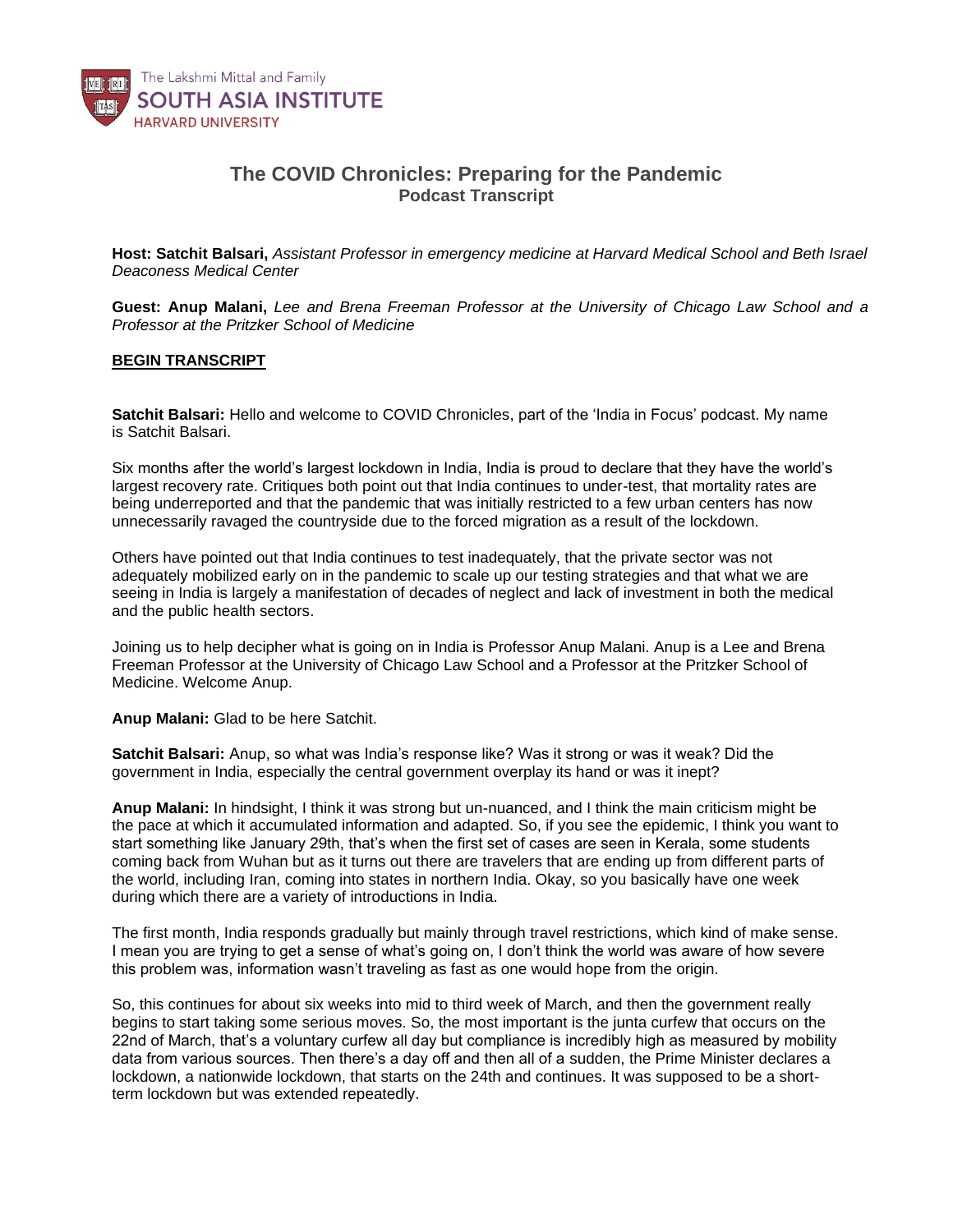The Lakshmi Mittal and Family
**SOUTH ASIA INSTITUTE**
HARVARD UNIVERSITY

# The COVID Chronicles: Preparing for the Pandemic
## Podcast Transcript

**Host: Satchit Balsari,** *Assistant Professor in emergency medicine at Harvard Medical School and Beth Israel Deaconess Medical Center*

**Guest: Anup Malani,** *Lee and Brena Freeman Professor at the University of Chicago Law School and a Professor at the Pritzker School of Medicine*

**<u>BEGIN TRANSCRIPT</u>**

**Satchit Balsari:** Hello and welcome to COVID Chronicles, part of the 'India in Focus' podcast. My name is Satchit Balsari.

Six months after the world's largest lockdown in India, India is proud to declare that they have the world's largest recovery rate. Critiques both point out that India continues to under-test, that mortality rates are being underreported and that the pandemic that was initially restricted to a few urban centers has now unnecessarily ravaged the countryside due to the forced migration as a result of the lockdown.

Others have pointed out that India continues to test inadequately, that the private sector was not adequately mobilized early on in the pandemic to scale up our testing strategies and that what we are seeing in India is largely a manifestation of decades of neglect and lack of investment in both the medical and the public health sectors.

Joining us to help decipher what is going on in India is Professor Anup Malani. Anup is a Lee and Brena Freeman Professor at the University of Chicago Law School and a Professor at the Pritzker School of Medicine. Welcome Anup.

**Anup Malani:** Glad to be here Satchit.

**Satchit Balsari:** Anup, so what was India's response like? Was it strong or was it weak? Did the government in India, especially the central government overplay its hand or was it inept?

**Anup Malani:** In hindsight, I think it was strong but un-nuanced, and I think the main criticism might be the pace at which it accumulated information and adapted. So, if you see the epidemic, I think you want to start something like January 29th, that's when the first set of cases are seen in Kerala, some students coming back from Wuhan but as it turns out there are travelers that are ending up from different parts of the world, including Iran, coming into states in northern India. Okay, so you basically have one week during which there are a variety of introductions in India.

The first month, India responds gradually but mainly through travel restrictions, which kind of make sense. I mean you are trying to get a sense of what's going on, I don't think the world was aware of how severe this problem was, information wasn't traveling as fast as one would hope from the origin.

So, this continues for about six weeks into mid to third week of March, and then the government really begins to start taking some serious moves. So, the most important is the junta curfew that occurs on the 22nd of March, that's a voluntary curfew all day but compliance is incredibly high as measured by mobility data from various sources. Then there's a day off and then all of a sudden, the Prime Minister declares a lockdown, a nationwide lockdown, that starts on the 24th and continues. It was supposed to be a short-term lockdown but was extended repeatedly.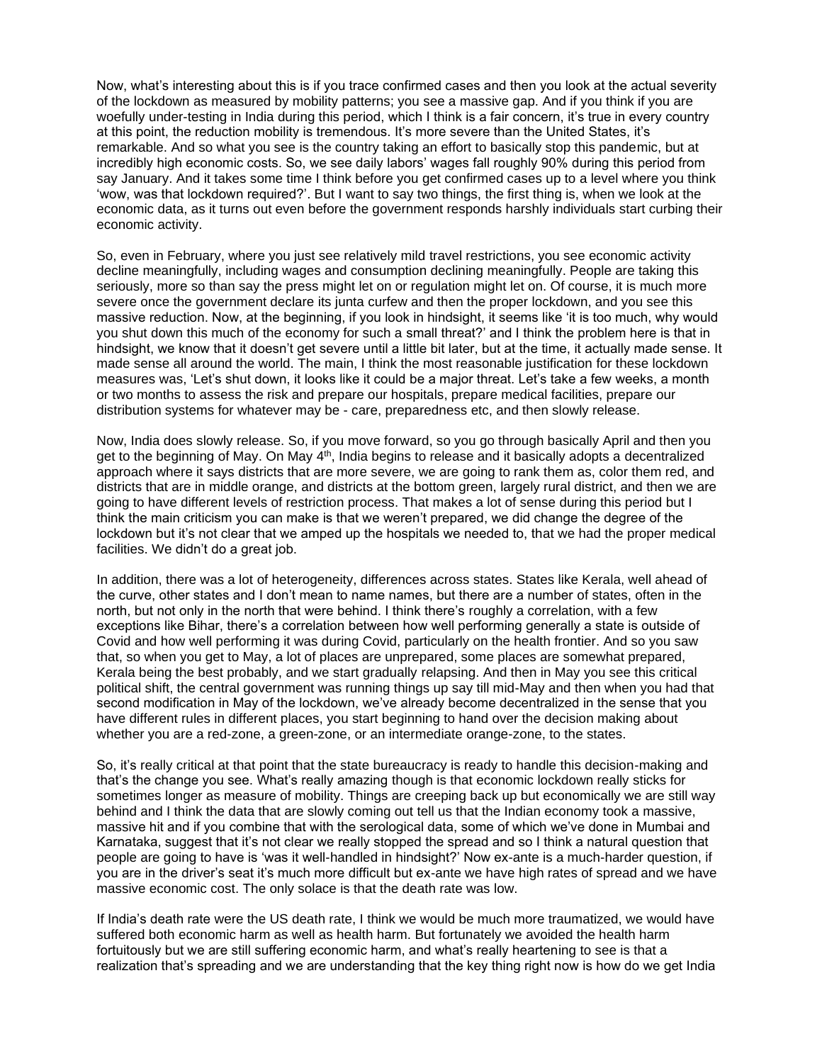Now, what's interesting about this is if you trace confirmed cases and then you look at the actual severity of the lockdown as measured by mobility patterns; you see a massive gap. And if you think if you are woefully under-testing in India during this period, which I think is a fair concern, it's true in every country at this point, the reduction mobility is tremendous. It's more severe than the United States, it's remarkable. And so what you see is the country taking an effort to basically stop this pandemic, but at incredibly high economic costs. So, we see daily labors' wages fall roughly 90% during this period from say January. And it takes some time I think before you get confirmed cases up to a level where you think 'wow, was that lockdown required?'. But I want to say two things, the first thing is, when we look at the economic data, as it turns out even before the government responds harshly individuals start curbing their economic activity.

So, even in February, where you just see relatively mild travel restrictions, you see economic activity decline meaningfully, including wages and consumption declining meaningfully. People are taking this seriously, more so than say the press might let on or regulation might let on. Of course, it is much more severe once the government declare its junta curfew and then the proper lockdown, and you see this massive reduction. Now, at the beginning, if you look in hindsight, it seems like 'it is too much, why would you shut down this much of the economy for such a small threat?' and I think the problem here is that in hindsight, we know that it doesn't get severe until a little bit later, but at the time, it actually made sense. It made sense all around the world. The main, I think the most reasonable justification for these lockdown measures was, 'Let's shut down, it looks like it could be a major threat. Let's take a few weeks, a month or two months to assess the risk and prepare our hospitals, prepare medical facilities, prepare our distribution systems for whatever may be - care, preparedness etc, and then slowly release.

Now, India does slowly release. So, if you move forward, so you go through basically April and then you get to the beginning of May. On May 4th, India begins to release and it basically adopts a decentralized approach where it says districts that are more severe, we are going to rank them as, color them red, and districts that are in middle orange, and districts at the bottom green, largely rural district, and then we are going to have different levels of restriction process. That makes a lot of sense during this period but I think the main criticism you can make is that we weren't prepared, we did change the degree of the lockdown but it's not clear that we amped up the hospitals we needed to, that we had the proper medical facilities. We didn't do a great job.

In addition, there was a lot of heterogeneity, differences across states. States like Kerala, well ahead of the curve, other states and I don't mean to name names, but there are a number of states, often in the north, but not only in the north that were behind. I think there's roughly a correlation, with a few exceptions like Bihar, there's a correlation between how well performing generally a state is outside of Covid and how well performing it was during Covid, particularly on the health frontier. And so you saw that, so when you get to May, a lot of places are unprepared, some places are somewhat prepared, Kerala being the best probably, and we start gradually relapsing. And then in May you see this critical political shift, the central government was running things up say till mid-May and then when you had that second modification in May of the lockdown, we've already become decentralized in the sense that you have different rules in different places, you start beginning to hand over the decision making about whether you are a red-zone, a green-zone, or an intermediate orange-zone, to the states.

So, it's really critical at that point that the state bureaucracy is ready to handle this decision-making and that's the change you see. What's really amazing though is that economic lockdown really sticks for sometimes longer as measure of mobility. Things are creeping back up but economically we are still way behind and I think the data that are slowly coming out tell us that the Indian economy took a massive, massive hit and if you combine that with the serological data, some of which we've done in Mumbai and Karnataka, suggest that it's not clear we really stopped the spread and so I think a natural question that people are going to have is 'was it well-handled in hindsight?' Now ex-ante is a much-harder question, if you are in the driver's seat it's much more difficult but ex-ante we have high rates of spread and we have massive economic cost. The only solace is that the death rate was low.

If India's death rate were the US death rate, I think we would be much more traumatized, we would have suffered both economic harm as well as health harm. But fortunately we avoided the health harm fortuitously but we are still suffering economic harm, and what's really heartening to see is that a realization that's spreading and we are understanding that the key thing right now is how do we get India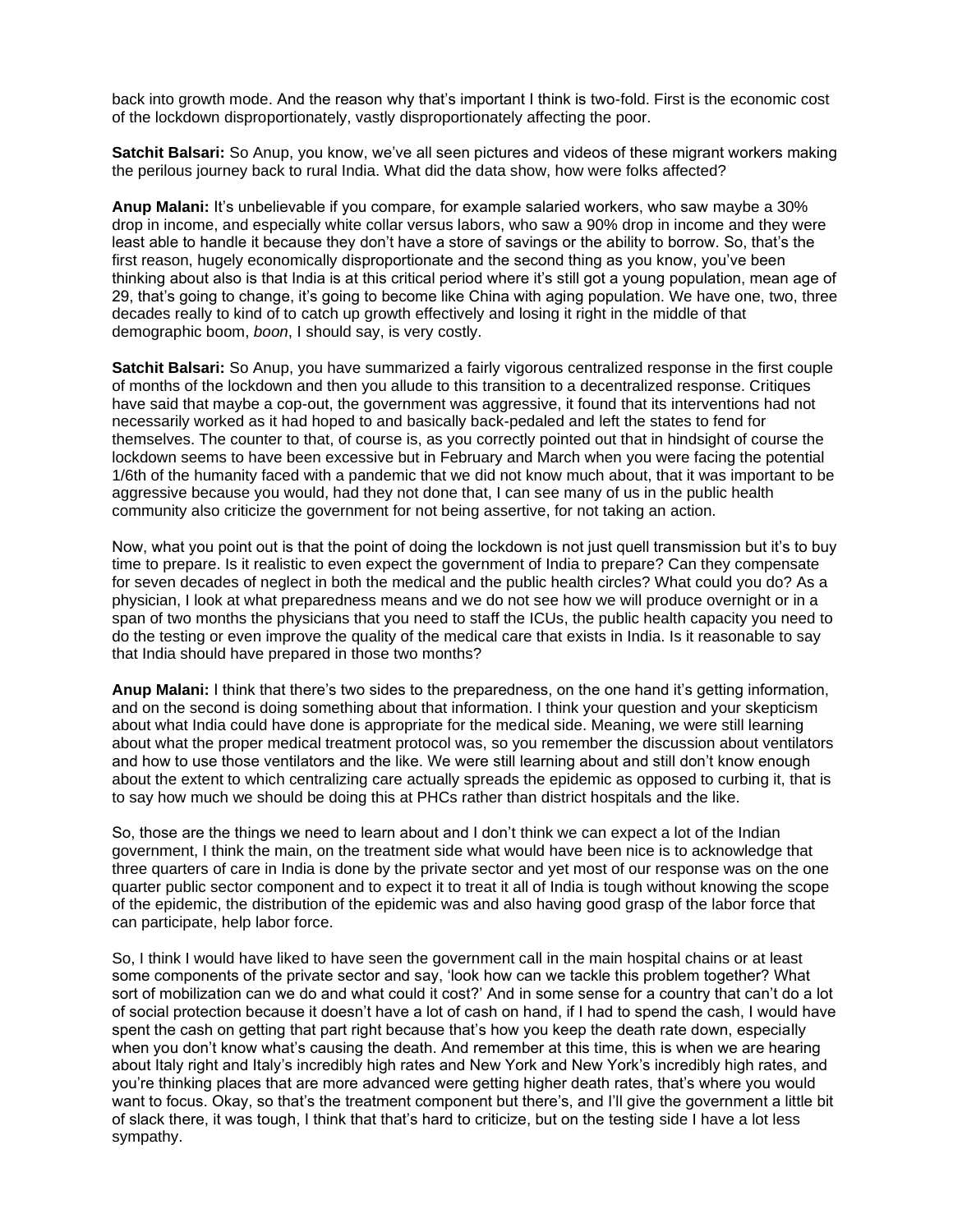back into growth mode. And the reason why that's important I think is two-fold. First is the economic cost of the lockdown disproportionately, vastly disproportionately affecting the poor.

**Satchit Balsari:** So Anup, you know, we've all seen pictures and videos of these migrant workers making the perilous journey back to rural India. What did the data show, how were folks affected?

**Anup Malani:** It's unbelievable if you compare, for example salaried workers, who saw maybe a 30% drop in income, and especially white collar versus labors, who saw a 90% drop in income and they were least able to handle it because they don't have a store of savings or the ability to borrow. So, that's the first reason, hugely economically disproportionate and the second thing as you know, you've been thinking about also is that India is at this critical period where it's still got a young population, mean age of 29, that's going to change, it's going to become like China with aging population. We have one, two, three decades really to kind of to catch up growth effectively and losing it right in the middle of that demographic boom, *boon*, I should say, is very costly.

**Satchit Balsari:** So Anup, you have summarized a fairly vigorous centralized response in the first couple of months of the lockdown and then you allude to this transition to a decentralized response. Critiques have said that maybe a cop-out, the government was aggressive, it found that its interventions had not necessarily worked as it had hoped to and basically back-pedaled and left the states to fend for themselves. The counter to that, of course is, as you correctly pointed out that in hindsight of course the lockdown seems to have been excessive but in February and March when you were facing the potential 1/6th of the humanity faced with a pandemic that we did not know much about, that it was important to be aggressive because you would, had they not done that, I can see many of us in the public health community also criticize the government for not being assertive, for not taking an action.

Now, what you point out is that the point of doing the lockdown is not just quell transmission but it's to buy time to prepare. Is it realistic to even expect the government of India to prepare? Can they compensate for seven decades of neglect in both the medical and the public health circles? What could you do? As a physician, I look at what preparedness means and we do not see how we will produce overnight or in a span of two months the physicians that you need to staff the ICUs, the public health capacity you need to do the testing or even improve the quality of the medical care that exists in India. Is it reasonable to say that India should have prepared in those two months?

**Anup Malani:** I think that there's two sides to the preparedness, on the one hand it's getting information, and on the second is doing something about that information. I think your question and your skepticism about what India could have done is appropriate for the medical side. Meaning, we were still learning about what the proper medical treatment protocol was, so you remember the discussion about ventilators and how to use those ventilators and the like. We were still learning about and still don't know enough about the extent to which centralizing care actually spreads the epidemic as opposed to curbing it, that is to say how much we should be doing this at PHCs rather than district hospitals and the like.

So, those are the things we need to learn about and I don't think we can expect a lot of the Indian government, I think the main, on the treatment side what would have been nice is to acknowledge that three quarters of care in India is done by the private sector and yet most of our response was on the one quarter public sector component and to expect it to treat it all of India is tough without knowing the scope of the epidemic, the distribution of the epidemic was and also having good grasp of the labor force that can participate, help labor force.

So, I think I would have liked to have seen the government call in the main hospital chains or at least some components of the private sector and say, 'look how can we tackle this problem together? What sort of mobilization can we do and what could it cost?' And in some sense for a country that can't do a lot of social protection because it doesn't have a lot of cash on hand, if I had to spend the cash, I would have spent the cash on getting that part right because that's how you keep the death rate down, especially when you don't know what's causing the death. And remember at this time, this is when we are hearing about Italy right and Italy's incredibly high rates and New York and New York's incredibly high rates, and you're thinking places that are more advanced were getting higher death rates, that's where you would want to focus. Okay, so that's the treatment component but there's, and I'll give the government a little bit of slack there, it was tough, I think that that's hard to criticize, but on the testing side I have a lot less sympathy.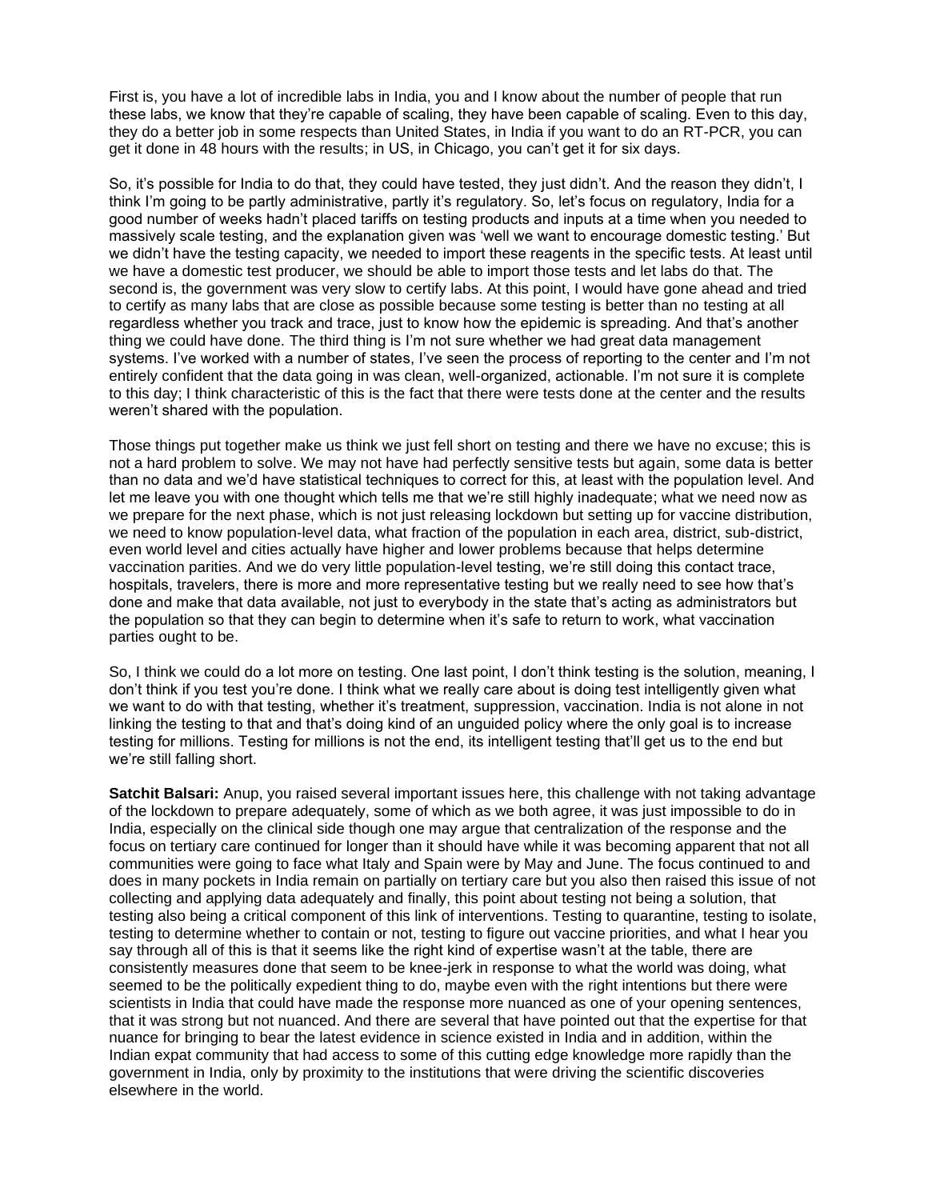First is, you have a lot of incredible labs in India, you and I know about the number of people that run these labs, we know that they're capable of scaling, they have been capable of scaling. Even to this day, they do a better job in some respects than United States, in India if you want to do an RT-PCR, you can get it done in 48 hours with the results; in US, in Chicago, you can't get it for six days.

So, it's possible for India to do that, they could have tested, they just didn't. And the reason they didn't, I think I'm going to be partly administrative, partly it's regulatory. So, let's focus on regulatory, India for a good number of weeks hadn't placed tariffs on testing products and inputs at a time when you needed to massively scale testing, and the explanation given was 'well we want to encourage domestic testing.' But we didn't have the testing capacity, we needed to import these reagents in the specific tests. At least until we have a domestic test producer, we should be able to import those tests and let labs do that. The second is, the government was very slow to certify labs. At this point, I would have gone ahead and tried to certify as many labs that are close as possible because some testing is better than no testing at all regardless whether you track and trace, just to know how the epidemic is spreading. And that's another thing we could have done. The third thing is I'm not sure whether we had great data management systems. I've worked with a number of states, I've seen the process of reporting to the center and I'm not entirely confident that the data going in was clean, well-organized, actionable. I'm not sure it is complete to this day; I think characteristic of this is the fact that there were tests done at the center and the results weren't shared with the population.

Those things put together make us think we just fell short on testing and there we have no excuse; this is not a hard problem to solve. We may not have had perfectly sensitive tests but again, some data is better than no data and we'd have statistical techniques to correct for this, at least with the population level. And let me leave you with one thought which tells me that we're still highly inadequate; what we need now as we prepare for the next phase, which is not just releasing lockdown but setting up for vaccine distribution, we need to know population-level data, what fraction of the population in each area, district, sub-district, even world level and cities actually have higher and lower problems because that helps determine vaccination parities. And we do very little population-level testing, we're still doing this contact trace, hospitals, travelers, there is more and more representative testing but we really need to see how that's done and make that data available, not just to everybody in the state that's acting as administrators but the population so that they can begin to determine when it's safe to return to work, what vaccination parties ought to be.

So, I think we could do a lot more on testing. One last point, I don't think testing is the solution, meaning, I don't think if you test you're done. I think what we really care about is doing test intelligently given what we want to do with that testing, whether it's treatment, suppression, vaccination. India is not alone in not linking the testing to that and that's doing kind of an unguided policy where the only goal is to increase testing for millions. Testing for millions is not the end, its intelligent testing that'll get us to the end but we're still falling short.

**Satchit Balsari:** Anup, you raised several important issues here, this challenge with not taking advantage of the lockdown to prepare adequately, some of which as we both agree, it was just impossible to do in India, especially on the clinical side though one may argue that centralization of the response and the focus on tertiary care continued for longer than it should have while it was becoming apparent that not all communities were going to face what Italy and Spain were by May and June. The focus continued to and does in many pockets in India remain on partially on tertiary care but you also then raised this issue of not collecting and applying data adequately and finally, this point about testing not being a solution, that testing also being a critical component of this link of interventions. Testing to quarantine, testing to isolate, testing to determine whether to contain or not, testing to figure out vaccine priorities, and what I hear you say through all of this is that it seems like the right kind of expertise wasn't at the table, there are consistently measures done that seem to be knee-jerk in response to what the world was doing, what seemed to be the politically expedient thing to do, maybe even with the right intentions but there were scientists in India that could have made the response more nuanced as one of your opening sentences, that it was strong but not nuanced. And there are several that have pointed out that the expertise for that nuance for bringing to bear the latest evidence in science existed in India and in addition, within the Indian expat community that had access to some of this cutting edge knowledge more rapidly than the government in India, only by proximity to the institutions that were driving the scientific discoveries elsewhere in the world.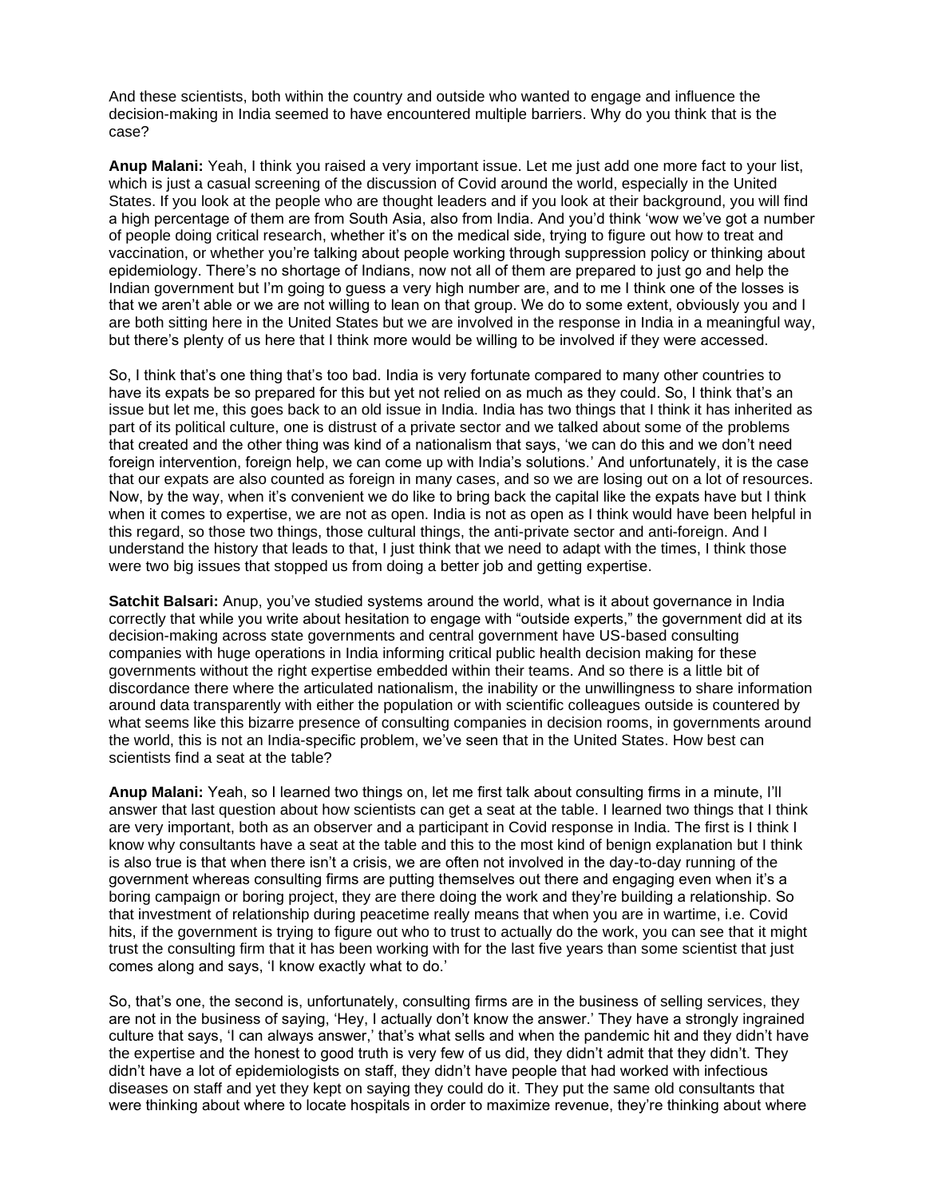And these scientists, both within the country and outside who wanted to engage and influence the decision-making in India seemed to have encountered multiple barriers. Why do you think that is the case?

**Anup Malani:** Yeah, I think you raised a very important issue. Let me just add one more fact to your list, which is just a casual screening of the discussion of Covid around the world, especially in the United States. If you look at the people who are thought leaders and if you look at their background, you will find a high percentage of them are from South Asia, also from India. And you'd think 'wow we've got a number of people doing critical research, whether it's on the medical side, trying to figure out how to treat and vaccination, or whether you're talking about people working through suppression policy or thinking about epidemiology. There's no shortage of Indians, now not all of them are prepared to just go and help the Indian government but I'm going to guess a very high number are, and to me I think one of the losses is that we aren't able or we are not willing to lean on that group. We do to some extent, obviously you and I are both sitting here in the United States but we are involved in the response in India in a meaningful way, but there's plenty of us here that I think more would be willing to be involved if they were accessed.

So, I think that's one thing that's too bad. India is very fortunate compared to many other countries to have its expats be so prepared for this but yet not relied on as much as they could. So, I think that's an issue but let me, this goes back to an old issue in India. India has two things that I think it has inherited as part of its political culture, one is distrust of a private sector and we talked about some of the problems that created and the other thing was kind of a nationalism that says, 'we can do this and we don't need foreign intervention, foreign help, we can come up with India's solutions.' And unfortunately, it is the case that our expats are also counted as foreign in many cases, and so we are losing out on a lot of resources. Now, by the way, when it's convenient we do like to bring back the capital like the expats have but I think when it comes to expertise, we are not as open. India is not as open as I think would have been helpful in this regard, so those two things, those cultural things, the anti-private sector and anti-foreign. And I understand the history that leads to that, I just think that we need to adapt with the times, I think those were two big issues that stopped us from doing a better job and getting expertise.

**Satchit Balsari:** Anup, you've studied systems around the world, what is it about governance in India correctly that while you write about hesitation to engage with "outside experts," the government did at its decision-making across state governments and central government have US-based consulting companies with huge operations in India informing critical public health decision making for these governments without the right expertise embedded within their teams. And so there is a little bit of discordance there where the articulated nationalism, the inability or the unwillingness to share information around data transparently with either the population or with scientific colleagues outside is countered by what seems like this bizarre presence of consulting companies in decision rooms, in governments around the world, this is not an India-specific problem, we've seen that in the United States. How best can scientists find a seat at the table?

**Anup Malani:** Yeah, so I learned two things on, let me first talk about consulting firms in a minute, I'll answer that last question about how scientists can get a seat at the table. I learned two things that I think are very important, both as an observer and a participant in Covid response in India. The first is I think I know why consultants have a seat at the table and this to the most kind of benign explanation but I think is also true is that when there isn't a crisis, we are often not involved in the day-to-day running of the government whereas consulting firms are putting themselves out there and engaging even when it's a boring campaign or boring project, they are there doing the work and they're building a relationship. So that investment of relationship during peacetime really means that when you are in wartime, i.e. Covid hits, if the government is trying to figure out who to trust to actually do the work, you can see that it might trust the consulting firm that it has been working with for the last five years than some scientist that just comes along and says, 'I know exactly what to do.'

So, that's one, the second is, unfortunately, consulting firms are in the business of selling services, they are not in the business of saying, 'Hey, I actually don't know the answer.' They have a strongly ingrained culture that says, 'I can always answer,' that's what sells and when the pandemic hit and they didn't have the expertise and the honest to good truth is very few of us did, they didn't admit that they didn't. They didn't have a lot of epidemiologists on staff, they didn't have people that had worked with infectious diseases on staff and yet they kept on saying they could do it. They put the same old consultants that were thinking about where to locate hospitals in order to maximize revenue, they're thinking about where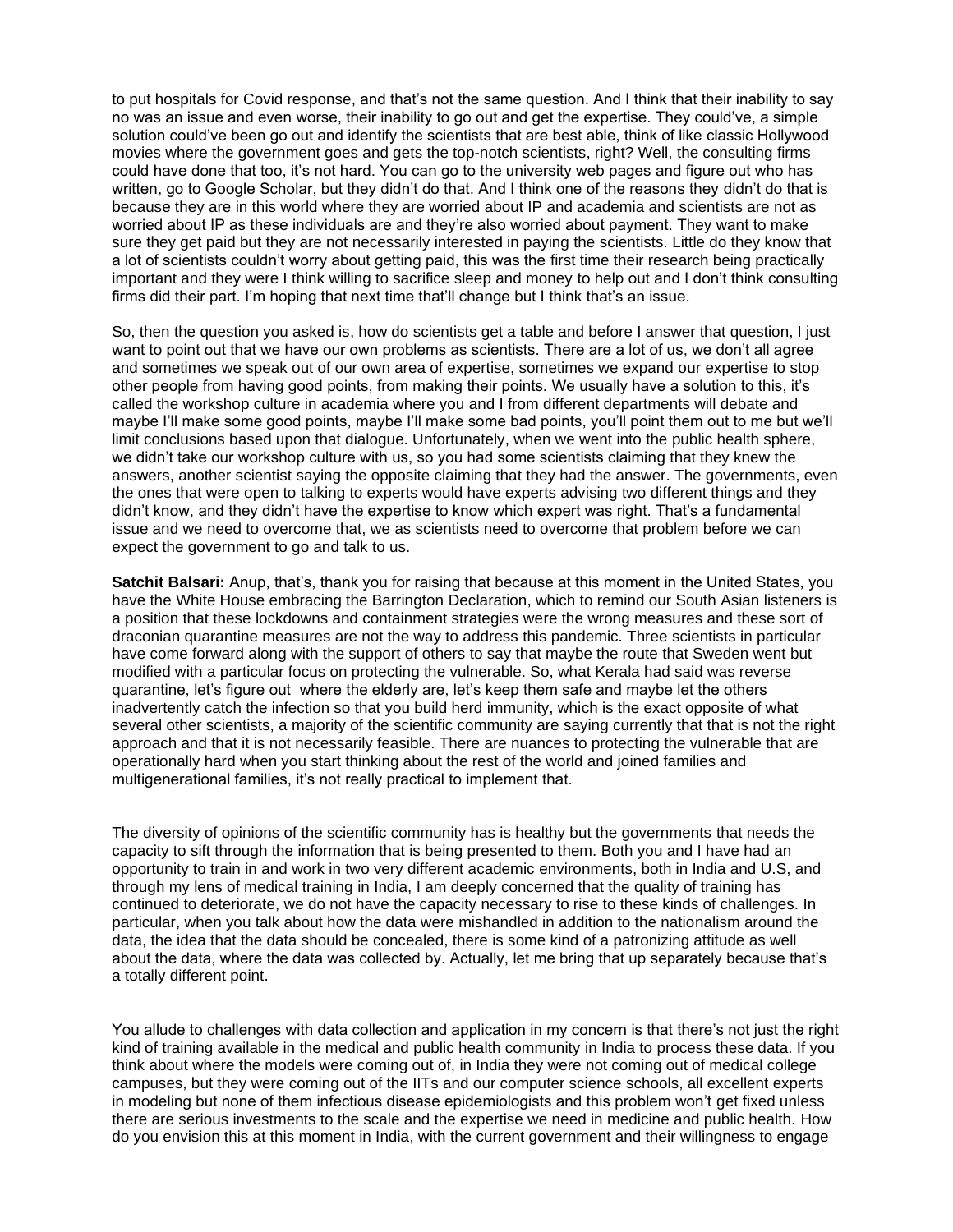to put hospitals for Covid response, and that's not the same question. And I think that their inability to say no was an issue and even worse, their inability to go out and get the expertise. They could've, a simple solution could've been go out and identify the scientists that are best able, think of like classic Hollywood movies where the government goes and gets the top-notch scientists, right? Well, the consulting firms could have done that too, it's not hard. You can go to the university web pages and figure out who has written, go to Google Scholar, but they didn't do that. And I think one of the reasons they didn't do that is because they are in this world where they are worried about IP and academia and scientists are not as worried about IP as these individuals are and they're also worried about payment. They want to make sure they get paid but they are not necessarily interested in paying the scientists. Little do they know that a lot of scientists couldn't worry about getting paid, this was the first time their research being practically important and they were I think willing to sacrifice sleep and money to help out and I don't think consulting firms did their part. I'm hoping that next time that'll change but I think that's an issue.

So, then the question you asked is, how do scientists get a table and before I answer that question, I just want to point out that we have our own problems as scientists. There are a lot of us, we don't all agree and sometimes we speak out of our own area of expertise, sometimes we expand our expertise to stop other people from having good points, from making their points. We usually have a solution to this, it's called the workshop culture in academia where you and I from different departments will debate and maybe I'll make some good points, maybe I'll make some bad points, you'll point them out to me but we'll limit conclusions based upon that dialogue. Unfortunately, when we went into the public health sphere, we didn't take our workshop culture with us, so you had some scientists claiming that they knew the answers, another scientist saying the opposite claiming that they had the answer. The governments, even the ones that were open to talking to experts would have experts advising two different things and they didn't know, and they didn't have the expertise to know which expert was right. That's a fundamental issue and we need to overcome that, we as scientists need to overcome that problem before we can expect the government to go and talk to us.

**Satchit Balsari:** Anup, that's, thank you for raising that because at this moment in the United States, you have the White House embracing the Barrington Declaration, which to remind our South Asian listeners is a position that these lockdowns and containment strategies were the wrong measures and these sort of draconian quarantine measures are not the way to address this pandemic. Three scientists in particular have come forward along with the support of others to say that maybe the route that Sweden went but modified with a particular focus on protecting the vulnerable. So, what Kerala had said was reverse quarantine, let's figure out where the elderly are, let's keep them safe and maybe let the others inadvertently catch the infection so that you build herd immunity, which is the exact opposite of what several other scientists, a majority of the scientific community are saying currently that that is not the right approach and that it is not necessarily feasible. There are nuances to protecting the vulnerable that are operationally hard when you start thinking about the rest of the world and joined families and multigenerational families, it's not really practical to implement that.

The diversity of opinions of the scientific community has is healthy but the governments that needs the capacity to sift through the information that is being presented to them. Both you and I have had an opportunity to train in and work in two very different academic environments, both in India and U.S, and through my lens of medical training in India, I am deeply concerned that the quality of training has continued to deteriorate, we do not have the capacity necessary to rise to these kinds of challenges. In particular, when you talk about how the data were mishandled in addition to the nationalism around the data, the idea that the data should be concealed, there is some kind of a patronizing attitude as well about the data, where the data was collected by. Actually, let me bring that up separately because that's a totally different point.

You allude to challenges with data collection and application in my concern is that there's not just the right kind of training available in the medical and public health community in India to process these data. If you think about where the models were coming out of, in India they were not coming out of medical college campuses, but they were coming out of the IITs and our computer science schools, all excellent experts in modeling but none of them infectious disease epidemiologists and this problem won't get fixed unless there are serious investments to the scale and the expertise we need in medicine and public health. How do you envision this at this moment in India, with the current government and their willingness to engage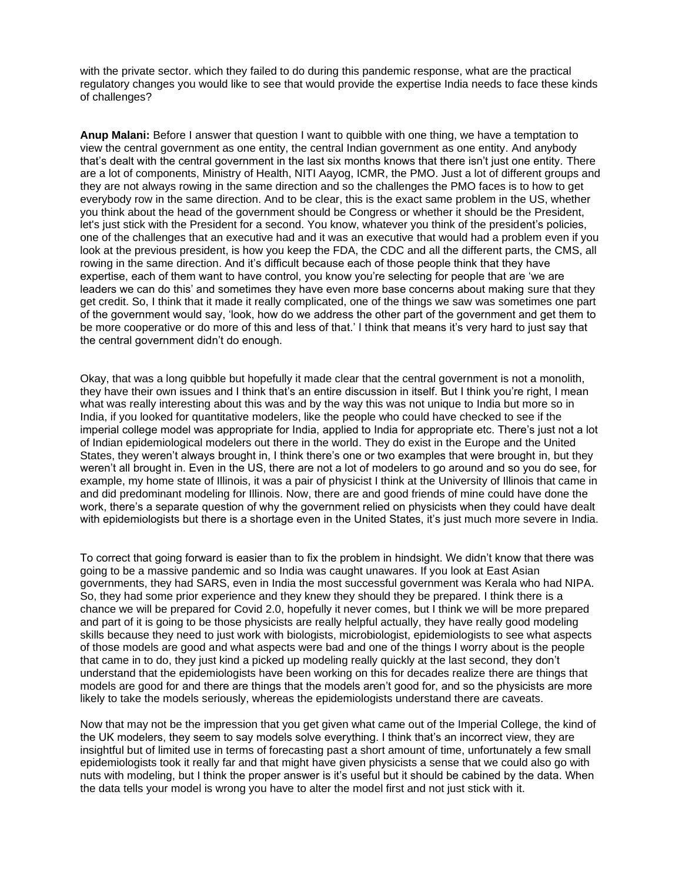with the private sector. which they failed to do during this pandemic response, what are the practical regulatory changes you would like to see that would provide the expertise India needs to face these kinds of challenges?

**Anup Malani:** Before I answer that question I want to quibble with one thing, we have a temptation to view the central government as one entity, the central Indian government as one entity. And anybody that's dealt with the central government in the last six months knows that there isn't just one entity. There are a lot of components, Ministry of Health, NITI Aayog, ICMR, the PMO. Just a lot of different groups and they are not always rowing in the same direction and so the challenges the PMO faces is to how to get everybody row in the same direction. And to be clear, this is the exact same problem in the US, whether you think about the head of the government should be Congress or whether it should be the President, let's just stick with the President for a second. You know, whatever you think of the president's policies, one of the challenges that an executive had and it was an executive that would had a problem even if you look at the previous president, is how you keep the FDA, the CDC and all the different parts, the CMS, all rowing in the same direction. And it's difficult because each of those people think that they have expertise, each of them want to have control, you know you're selecting for people that are 'we are leaders we can do this' and sometimes they have even more base concerns about making sure that they get credit. So, I think that it made it really complicated, one of the things we saw was sometimes one part of the government would say, 'look, how do we address the other part of the government and get them to be more cooperative or do more of this and less of that.' I think that means it's very hard to just say that the central government didn't do enough.

Okay, that was a long quibble but hopefully it made clear that the central government is not a monolith, they have their own issues and I think that's an entire discussion in itself. But I think you're right, I mean what was really interesting about this was and by the way this was not unique to India but more so in India, if you looked for quantitative modelers, like the people who could have checked to see if the imperial college model was appropriate for India, applied to India for appropriate etc. There's just not a lot of Indian epidemiological modelers out there in the world. They do exist in the Europe and the United States, they weren't always brought in, I think there's one or two examples that were brought in, but they weren't all brought in. Even in the US, there are not a lot of modelers to go around and so you do see, for example, my home state of Illinois, it was a pair of physicist I think at the University of Illinois that came in and did predominant modeling for Illinois. Now, there are and good friends of mine could have done the work, there's a separate question of why the government relied on physicists when they could have dealt with epidemiologists but there is a shortage even in the United States, it's just much more severe in India.

To correct that going forward is easier than to fix the problem in hindsight. We didn't know that there was going to be a massive pandemic and so India was caught unawares. If you look at East Asian governments, they had SARS, even in India the most successful government was Kerala who had NIPA. So, they had some prior experience and they knew they should they be prepared. I think there is a chance we will be prepared for Covid 2.0, hopefully it never comes, but I think we will be more prepared and part of it is going to be those physicists are really helpful actually, they have really good modeling skills because they need to just work with biologists, microbiologist, epidemiologists to see what aspects of those models are good and what aspects were bad and one of the things I worry about is the people that came in to do, they just kind a picked up modeling really quickly at the last second, they don't understand that the epidemiologists have been working on this for decades realize there are things that models are good for and there are things that the models aren't good for, and so the physicists are more likely to take the models seriously, whereas the epidemiologists understand there are caveats.

Now that may not be the impression that you get given what came out of the Imperial College, the kind of the UK modelers, they seem to say models solve everything. I think that's an incorrect view, they are insightful but of limited use in terms of forecasting past a short amount of time, unfortunately a few small epidemiologists took it really far and that might have given physicists a sense that we could also go with nuts with modeling, but I think the proper answer is it's useful but it should be cabined by the data. When the data tells your model is wrong you have to alter the model first and not just stick with it.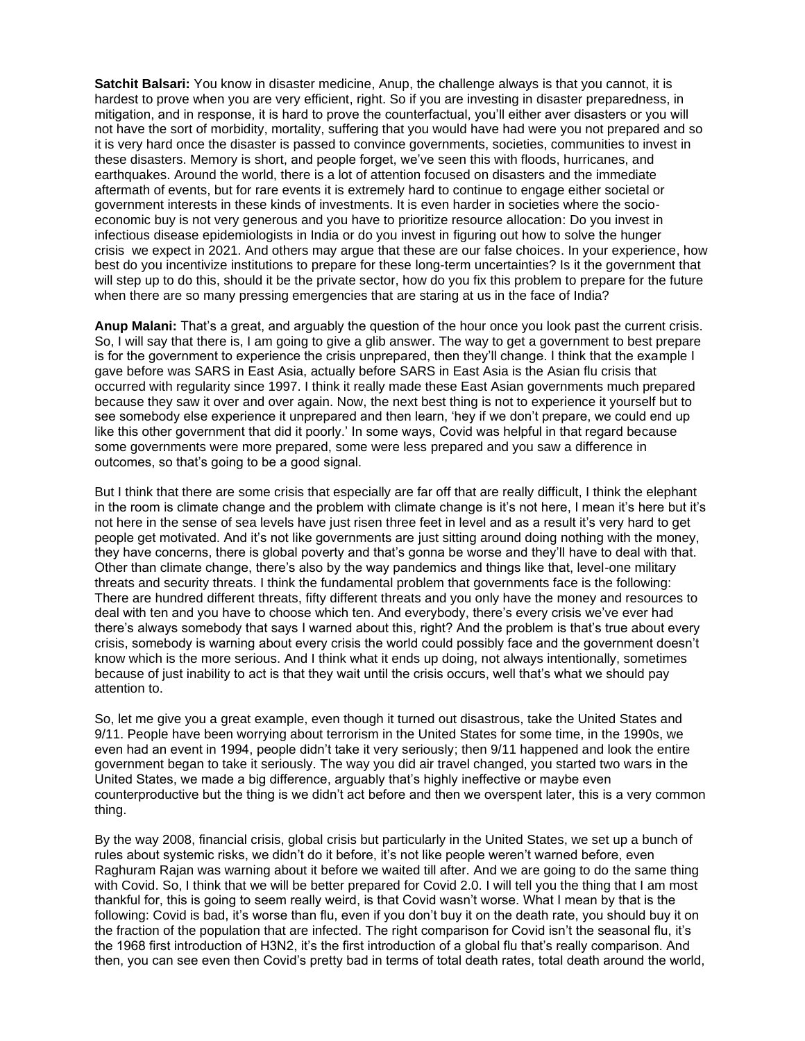**Satchit Balsari:** You know in disaster medicine, Anup, the challenge always is that you cannot, it is hardest to prove when you are very efficient, right. So if you are investing in disaster preparedness, in mitigation, and in response, it is hard to prove the counterfactual, you'll either aver disasters or you will not have the sort of morbidity, mortality, suffering that you would have had were you not prepared and so it is very hard once the disaster is passed to convince governments, societies, communities to invest in these disasters. Memory is short, and people forget, we've seen this with floods, hurricanes, and earthquakes. Around the world, there is a lot of attention focused on disasters and the immediate aftermath of events, but for rare events it is extremely hard to continue to engage either societal or government interests in these kinds of investments. It is even harder in societies where the socio-economic buy is not very generous and you have to prioritize resource allocation: Do you invest in infectious disease epidemiologists in India or do you invest in figuring out how to solve the hunger crisis we expect in 2021. And others may argue that these are our false choices. In your experience, how best do you incentivize institutions to prepare for these long-term uncertainties? Is it the government that will step up to do this, should it be the private sector, how do you fix this problem to prepare for the future when there are so many pressing emergencies that are staring at us in the face of India?

**Anup Malani:** That's a great, and arguably the question of the hour once you look past the current crisis. So, I will say that there is, I am going to give a glib answer. The way to get a government to best prepare is for the government to experience the crisis unprepared, then they'll change. I think that the example I gave before was SARS in East Asia, actually before SARS in East Asia is the Asian flu crisis that occurred with regularity since 1997. I think it really made these East Asian governments much prepared because they saw it over and over again. Now, the next best thing is not to experience it yourself but to see somebody else experience it unprepared and then learn, 'hey if we don't prepare, we could end up like this other government that did it poorly.' In some ways, Covid was helpful in that regard because some governments were more prepared, some were less prepared and you saw a difference in outcomes, so that's going to be a good signal.

But I think that there are some crisis that especially are far off that are really difficult, I think the elephant in the room is climate change and the problem with climate change is it's not here, I mean it's here but it's not here in the sense of sea levels have just risen three feet in level and as a result it's very hard to get people get motivated. And it's not like governments are just sitting around doing nothing with the money, they have concerns, there is global poverty and that's gonna be worse and they'll have to deal with that. Other than climate change, there's also by the way pandemics and things like that, level-one military threats and security threats. I think the fundamental problem that governments face is the following: There are hundred different threats, fifty different threats and you only have the money and resources to deal with ten and you have to choose which ten. And everybody, there's every crisis we've ever had there's always somebody that says I warned about this, right? And the problem is that's true about every crisis, somebody is warning about every crisis the world could possibly face and the government doesn't know which is the more serious. And I think what it ends up doing, not always intentionally, sometimes because of just inability to act is that they wait until the crisis occurs, well that's what we should pay attention to.

So, let me give you a great example, even though it turned out disastrous, take the United States and 9/11. People have been worrying about terrorism in the United States for some time, in the 1990s, we even had an event in 1994, people didn't take it very seriously; then 9/11 happened and look the entire government began to take it seriously. The way you did air travel changed, you started two wars in the United States, we made a big difference, arguably that's highly ineffective or maybe even counterproductive but the thing is we didn't act before and then we overspent later, this is a very common thing.

By the way 2008, financial crisis, global crisis but particularly in the United States, we set up a bunch of rules about systemic risks, we didn't do it before, it's not like people weren't warned before, even Raghuram Rajan was warning about it before we waited till after. And we are going to do the same thing with Covid. So, I think that we will be better prepared for Covid 2.0. I will tell you the thing that I am most thankful for, this is going to seem really weird, is that Covid wasn't worse. What I mean by that is the following: Covid is bad, it's worse than flu, even if you don't buy it on the death rate, you should buy it on the fraction of the population that are infected. The right comparison for Covid isn't the seasonal flu, it's the 1968 first introduction of H3N2, it's the first introduction of a global flu that's really comparison. And then, you can see even then Covid's pretty bad in terms of total death rates, total death around the world,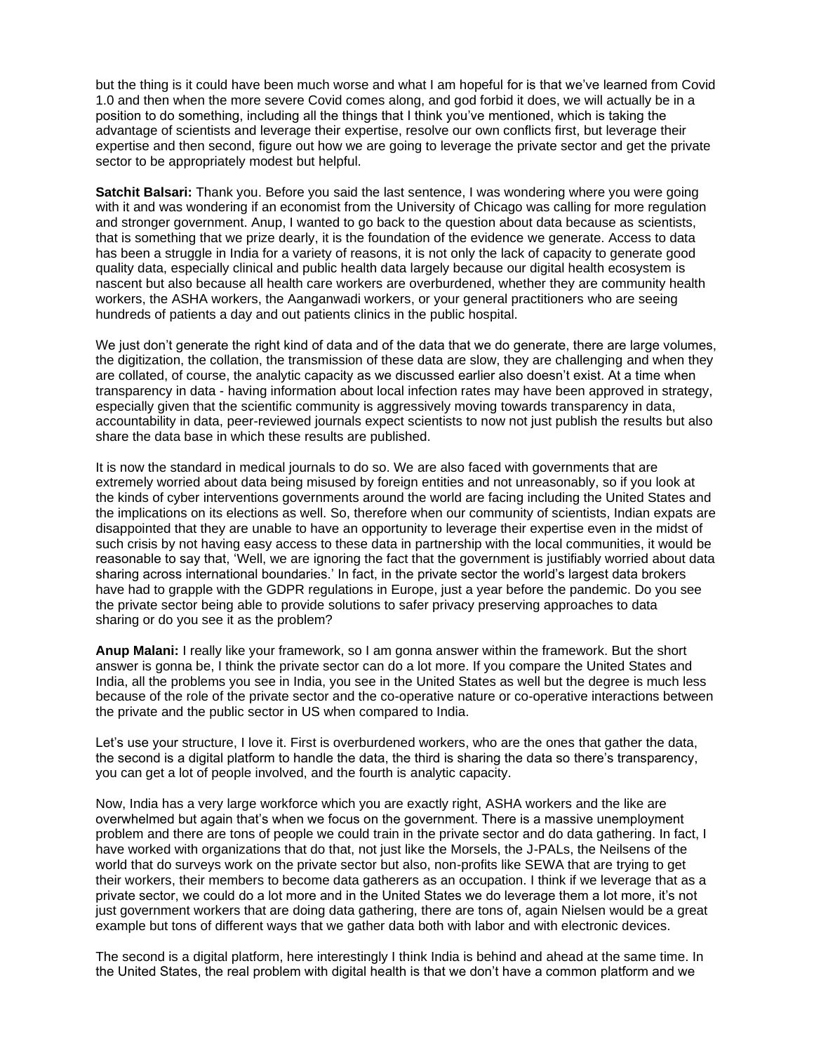but the thing is it could have been much worse and what I am hopeful for is that we've learned from Covid 1.0 and then when the more severe Covid comes along, and god forbid it does, we will actually be in a position to do something, including all the things that I think you've mentioned, which is taking the advantage of scientists and leverage their expertise, resolve our own conflicts first, but leverage their expertise and then second, figure out how we are going to leverage the private sector and get the private sector to be appropriately modest but helpful.

**Satchit Balsari:** Thank you. Before you said the last sentence, I was wondering where you were going with it and was wondering if an economist from the University of Chicago was calling for more regulation and stronger government. Anup, I wanted to go back to the question about data because as scientists, that is something that we prize dearly, it is the foundation of the evidence we generate. Access to data has been a struggle in India for a variety of reasons, it is not only the lack of capacity to generate good quality data, especially clinical and public health data largely because our digital health ecosystem is nascent but also because all health care workers are overburdened, whether they are community health workers, the ASHA workers, the Aanganwadi workers, or your general practitioners who are seeing hundreds of patients a day and out patients clinics in the public hospital.

We just don't generate the right kind of data and of the data that we do generate, there are large volumes, the digitization, the collation, the transmission of these data are slow, they are challenging and when they are collated, of course, the analytic capacity as we discussed earlier also doesn't exist. At a time when transparency in data - having information about local infection rates may have been approved in strategy, especially given that the scientific community is aggressively moving towards transparency in data, accountability in data, peer-reviewed journals expect scientists to now not just publish the results but also share the data base in which these results are published.

It is now the standard in medical journals to do so. We are also faced with governments that are extremely worried about data being misused by foreign entities and not unreasonably, so if you look at the kinds of cyber interventions governments around the world are facing including the United States and the implications on its elections as well. So, therefore when our community of scientists, Indian expats are disappointed that they are unable to have an opportunity to leverage their expertise even in the midst of such crisis by not having easy access to these data in partnership with the local communities, it would be reasonable to say that, 'Well, we are ignoring the fact that the government is justifiably worried about data sharing across international boundaries.' In fact, in the private sector the world's largest data brokers have had to grapple with the GDPR regulations in Europe, just a year before the pandemic. Do you see the private sector being able to provide solutions to safer privacy preserving approaches to data sharing or do you see it as the problem?

**Anup Malani:** I really like your framework, so I am gonna answer within the framework. But the short answer is gonna be, I think the private sector can do a lot more. If you compare the United States and India, all the problems you see in India, you see in the United States as well but the degree is much less because of the role of the private sector and the co-operative nature or co-operative interactions between the private and the public sector in US when compared to India.

Let's use your structure, I love it. First is overburdened workers, who are the ones that gather the data, the second is a digital platform to handle the data, the third is sharing the data so there's transparency, you can get a lot of people involved, and the fourth is analytic capacity.

Now, India has a very large workforce which you are exactly right, ASHA workers and the like are overwhelmed but again that's when we focus on the government. There is a massive unemployment problem and there are tons of people we could train in the private sector and do data gathering. In fact, I have worked with organizations that do that, not just like the Morsels, the J-PALs, the Neilsens of the world that do surveys work on the private sector but also, non-profits like SEWA that are trying to get their workers, their members to become data gatherers as an occupation. I think if we leverage that as a private sector, we could do a lot more and in the United States we do leverage them a lot more, it's not just government workers that are doing data gathering, there are tons of, again Nielsen would be a great example but tons of different ways that we gather data both with labor and with electronic devices.

The second is a digital platform, here interestingly I think India is behind and ahead at the same time. In the United States, the real problem with digital health is that we don't have a common platform and we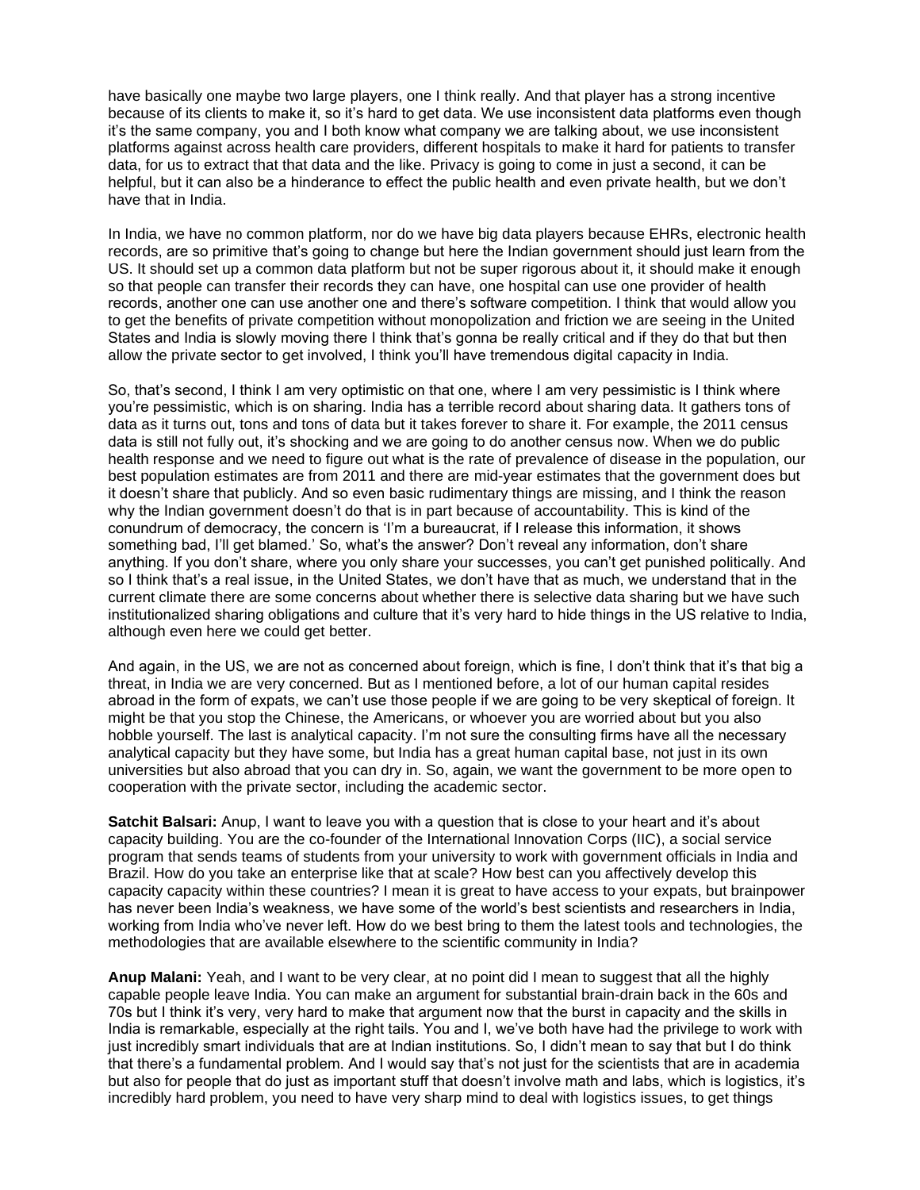have basically one maybe two large players, one I think really. And that player has a strong incentive because of its clients to make it, so it's hard to get data. We use inconsistent data platforms even though it's the same company, you and I both know what company we are talking about, we use inconsistent platforms against across health care providers, different hospitals to make it hard for patients to transfer data, for us to extract that that data and the like. Privacy is going to come in just a second, it can be helpful, but it can also be a hinderance to effect the public health and even private health, but we don't have that in India.

In India, we have no common platform, nor do we have big data players because EHRs, electronic health records, are so primitive that's going to change but here the Indian government should just learn from the US. It should set up a common data platform but not be super rigorous about it, it should make it enough so that people can transfer their records they can have, one hospital can use one provider of health records, another one can use another one and there's software competition. I think that would allow you to get the benefits of private competition without monopolization and friction we are seeing in the United States and India is slowly moving there I think that's gonna be really critical and if they do that but then allow the private sector to get involved, I think you'll have tremendous digital capacity in India.

So, that's second, I think I am very optimistic on that one, where I am very pessimistic is I think where you're pessimistic, which is on sharing. India has a terrible record about sharing data. It gathers tons of data as it turns out, tons and tons of data but it takes forever to share it. For example, the 2011 census data is still not fully out, it's shocking and we are going to do another census now. When we do public health response and we need to figure out what is the rate of prevalence of disease in the population, our best population estimates are from 2011 and there are mid-year estimates that the government does but it doesn't share that publicly. And so even basic rudimentary things are missing, and I think the reason why the Indian government doesn't do that is in part because of accountability. This is kind of the conundrum of democracy, the concern is 'I'm a bureaucrat, if I release this information, it shows something bad, I'll get blamed.' So, what's the answer? Don't reveal any information, don't share anything. If you don't share, where you only share your successes, you can't get punished politically. And so I think that's a real issue, in the United States, we don't have that as much, we understand that in the current climate there are some concerns about whether there is selective data sharing but we have such institutionalized sharing obligations and culture that it's very hard to hide things in the US relative to India, although even here we could get better.

And again, in the US, we are not as concerned about foreign, which is fine, I don't think that it's that big a threat, in India we are very concerned. But as I mentioned before, a lot of our human capital resides abroad in the form of expats, we can't use those people if we are going to be very skeptical of foreign. It might be that you stop the Chinese, the Americans, or whoever you are worried about but you also hobble yourself. The last is analytical capacity. I'm not sure the consulting firms have all the necessary analytical capacity but they have some, but India has a great human capital base, not just in its own universities but also abroad that you can dry in. So, again, we want the government to be more open to cooperation with the private sector, including the academic sector.

**Satchit Balsari:** Anup, I want to leave you with a question that is close to your heart and it's about capacity building. You are the co-founder of the International Innovation Corps (IIC), a social service program that sends teams of students from your university to work with government officials in India and Brazil. How do you take an enterprise like that at scale? How best can you affectively develop this capacity capacity within these countries? I mean it is great to have access to your expats, but brainpower has never been India's weakness, we have some of the world's best scientists and researchers in India, working from India who've never left. How do we best bring to them the latest tools and technologies, the methodologies that are available elsewhere to the scientific community in India?

**Anup Malani:** Yeah, and I want to be very clear, at no point did I mean to suggest that all the highly capable people leave India. You can make an argument for substantial brain-drain back in the 60s and 70s but I think it's very, very hard to make that argument now that the burst in capacity and the skills in India is remarkable, especially at the right tails. You and I, we've both have had the privilege to work with just incredibly smart individuals that are at Indian institutions. So, I didn't mean to say that but I do think that there's a fundamental problem. And I would say that's not just for the scientists that are in academia but also for people that do just as important stuff that doesn't involve math and labs, which is logistics, it's incredibly hard problem, you need to have very sharp mind to deal with logistics issues, to get things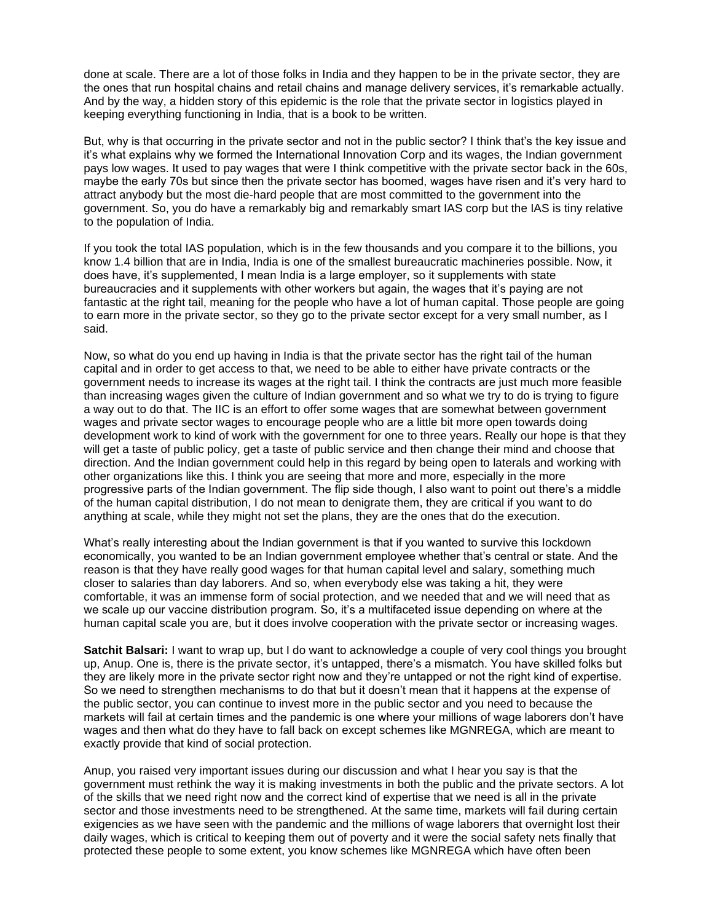done at scale. There are a lot of those folks in India and they happen to be in the private sector, they are the ones that run hospital chains and retail chains and manage delivery services, it's remarkable actually. And by the way, a hidden story of this epidemic is the role that the private sector in logistics played in keeping everything functioning in India, that is a book to be written.

But, why is that occurring in the private sector and not in the public sector? I think that's the key issue and it's what explains why we formed the International Innovation Corp and its wages, the Indian government pays low wages. It used to pay wages that were I think competitive with the private sector back in the 60s, maybe the early 70s but since then the private sector has boomed, wages have risen and it's very hard to attract anybody but the most die-hard people that are most committed to the government into the government. So, you do have a remarkably big and remarkably smart IAS corp but the IAS is tiny relative to the population of India.

If you took the total IAS population, which is in the few thousands and you compare it to the billions, you know 1.4 billion that are in India, India is one of the smallest bureaucratic machineries possible. Now, it does have, it's supplemented, I mean India is a large employer, so it supplements with state bureaucracies and it supplements with other workers but again, the wages that it's paying are not fantastic at the right tail, meaning for the people who have a lot of human capital. Those people are going to earn more in the private sector, so they go to the private sector except for a very small number, as I said.

Now, so what do you end up having in India is that the private sector has the right tail of the human capital and in order to get access to that, we need to be able to either have private contracts or the government needs to increase its wages at the right tail. I think the contracts are just much more feasible than increasing wages given the culture of Indian government and so what we try to do is trying to figure a way out to do that. The IIC is an effort to offer some wages that are somewhat between government wages and private sector wages to encourage people who are a little bit more open towards doing development work to kind of work with the government for one to three years. Really our hope is that they will get a taste of public policy, get a taste of public service and then change their mind and choose that direction. And the Indian government could help in this regard by being open to laterals and working with other organizations like this. I think you are seeing that more and more, especially in the more progressive parts of the Indian government. The flip side though, I also want to point out there's a middle of the human capital distribution, I do not mean to denigrate them, they are critical if you want to do anything at scale, while they might not set the plans, they are the ones that do the execution.

What's really interesting about the Indian government is that if you wanted to survive this lockdown economically, you wanted to be an Indian government employee whether that's central or state. And the reason is that they have really good wages for that human capital level and salary, something much closer to salaries than day laborers. And so, when everybody else was taking a hit, they were comfortable, it was an immense form of social protection, and we needed that and we will need that as we scale up our vaccine distribution program. So, it's a multifaceted issue depending on where at the human capital scale you are, but it does involve cooperation with the private sector or increasing wages.

**Satchit Balsari:** I want to wrap up, but I do want to acknowledge a couple of very cool things you brought up, Anup. One is, there is the private sector, it's untapped, there's a mismatch. You have skilled folks but they are likely more in the private sector right now and they're untapped or not the right kind of expertise. So we need to strengthen mechanisms to do that but it doesn't mean that it happens at the expense of the public sector, you can continue to invest more in the public sector and you need to because the markets will fail at certain times and the pandemic is one where your millions of wage laborers don't have wages and then what do they have to fall back on except schemes like MGNREGA, which are meant to exactly provide that kind of social protection.

Anup, you raised very important issues during our discussion and what I hear you say is that the government must rethink the way it is making investments in both the public and the private sectors. A lot of the skills that we need right now and the correct kind of expertise that we need is all in the private sector and those investments need to be strengthened. At the same time, markets will fail during certain exigencies as we have seen with the pandemic and the millions of wage laborers that overnight lost their daily wages, which is critical to keeping them out of poverty and it were the social safety nets finally that protected these people to some extent, you know schemes like MGNREGA which have often been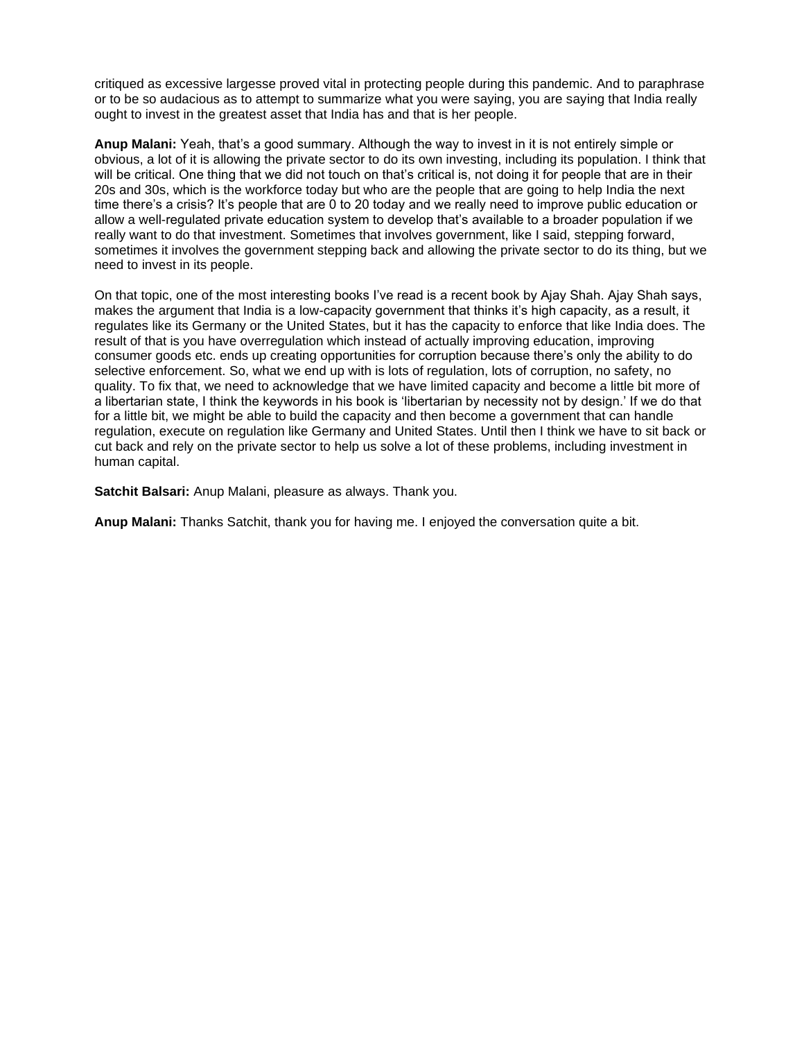critiqued as excessive largesse proved vital in protecting people during this pandemic. And to paraphrase or to be so audacious as to attempt to summarize what you were saying, you are saying that India really ought to invest in the greatest asset that India has and that is her people.

**Anup Malani:** Yeah, that's a good summary. Although the way to invest in it is not entirely simple or obvious, a lot of it is allowing the private sector to do its own investing, including its population. I think that will be critical. One thing that we did not touch on that's critical is, not doing it for people that are in their 20s and 30s, which is the workforce today but who are the people that are going to help India the next time there's a crisis? It's people that are 0 to 20 today and we really need to improve public education or allow a well-regulated private education system to develop that's available to a broader population if we really want to do that investment. Sometimes that involves government, like I said, stepping forward, sometimes it involves the government stepping back and allowing the private sector to do its thing, but we need to invest in its people.

On that topic, one of the most interesting books I've read is a recent book by Ajay Shah. Ajay Shah says, makes the argument that India is a low-capacity government that thinks it's high capacity, as a result, it regulates like its Germany or the United States, but it has the capacity to enforce that like India does. The result of that is you have overregulation which instead of actually improving education, improving consumer goods etc. ends up creating opportunities for corruption because there's only the ability to do selective enforcement. So, what we end up with is lots of regulation, lots of corruption, no safety, no quality. To fix that, we need to acknowledge that we have limited capacity and become a little bit more of a libertarian state, I think the keywords in his book is 'libertarian by necessity not by design.' If we do that for a little bit, we might be able to build the capacity and then become a government that can handle regulation, execute on regulation like Germany and United States. Until then I think we have to sit back or cut back and rely on the private sector to help us solve a lot of these problems, including investment in human capital.

**Satchit Balsari:** Anup Malani, pleasure as always. Thank you.

**Anup Malani:** Thanks Satchit, thank you for having me. I enjoyed the conversation quite a bit.